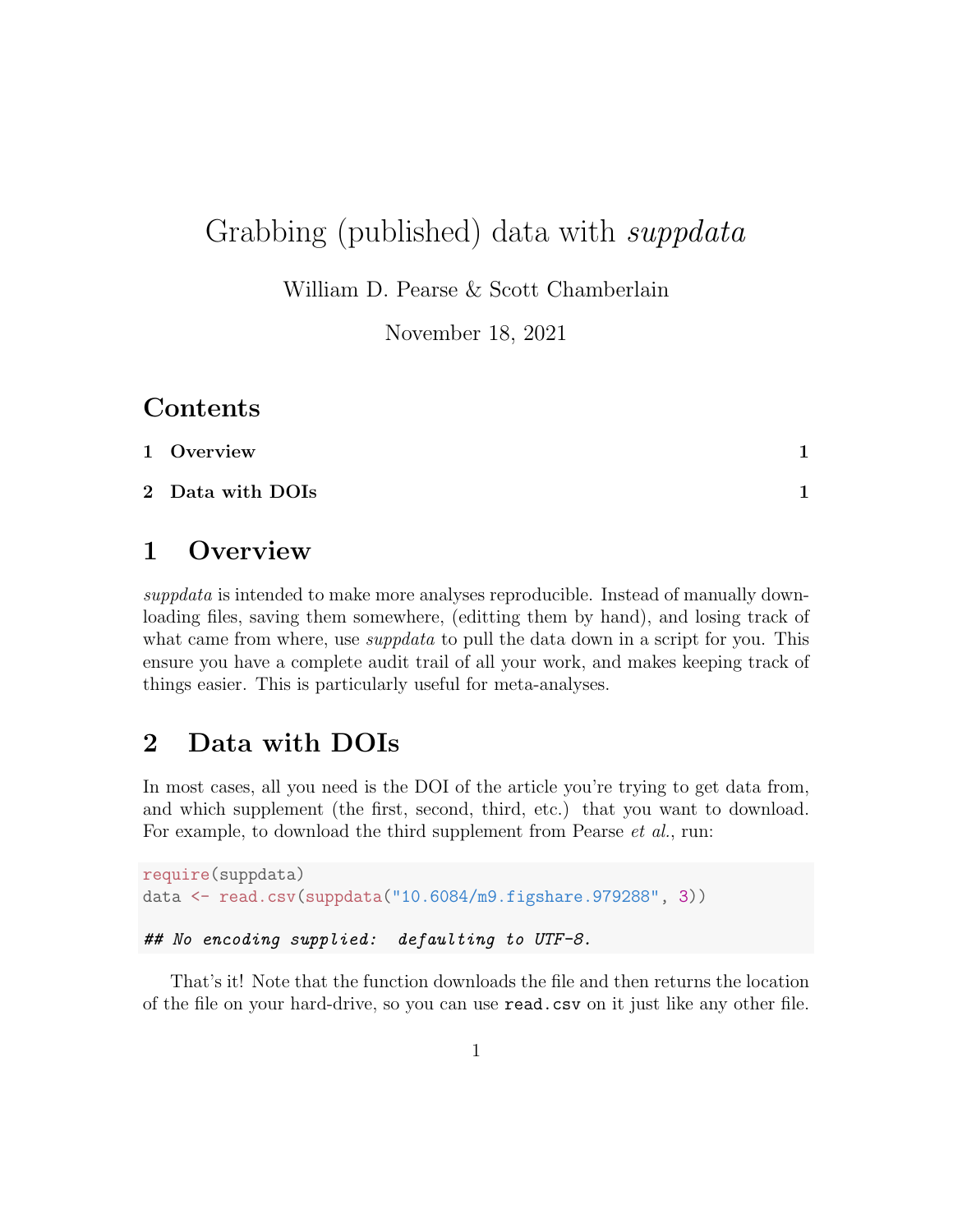# Grabbing (published) data with *suppdata*

William D. Pearse & Scott Chamberlain

November 18, 2021

## Contents

1 Overview 1

2 Data with DOIs 1

## 1 Overview

*suppdata* is intended to make more analyses reproducible. Instead of manually downloading files, saving them somewhere, (editting them by hand), and losing track of what came from where, use *suppdata* to pull the data down in a script for you. This ensure you have a complete audit trail of all your work, and makes keeping track of things easier. This is particularly useful for meta-analyses.

## 2 Data with DOIs

In most cases, all you need is the DOI of the article you're trying to get data from, and which supplement (the first, second, third, etc.) that you want to download. For example, to download the third supplement from Pearse *et al.*, run:

```
require(suppdata)
data <- read.csv(suppdata("10.6084/m9.figshare.979288", 3))

## No encoding supplied:  defaulting to UTF-8.
```

That's it! Note that the function downloads the file and then returns the location of the file on your hard-drive, so you can use `read.csv` on it just like any other file.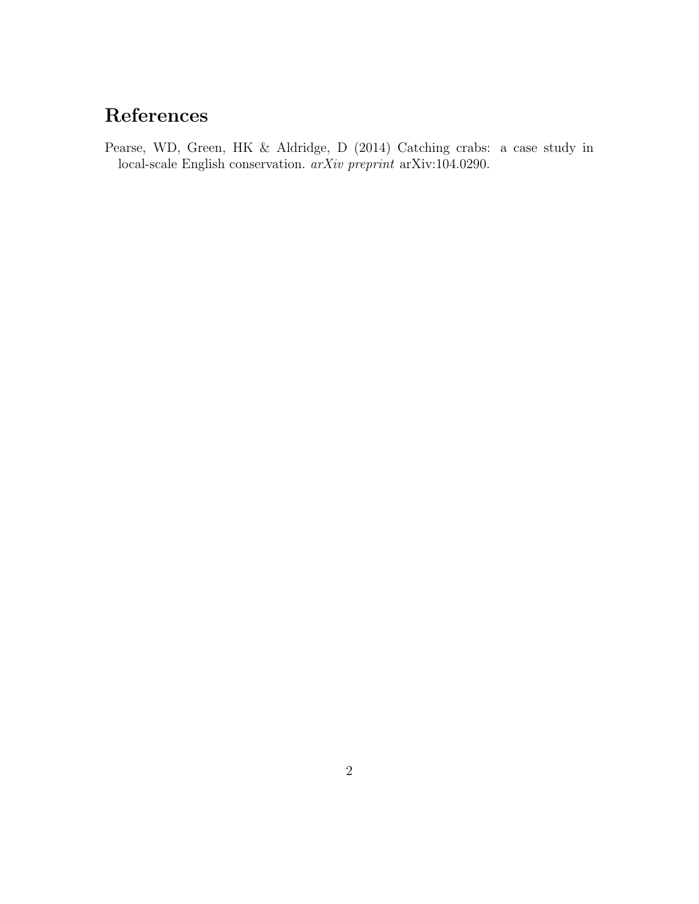# References

Pearse, WD, Green, HK & Aldridge, D (2014) Catching crabs: a case study in local-scale English conservation. *arXiv preprint* arXiv:104.0290.